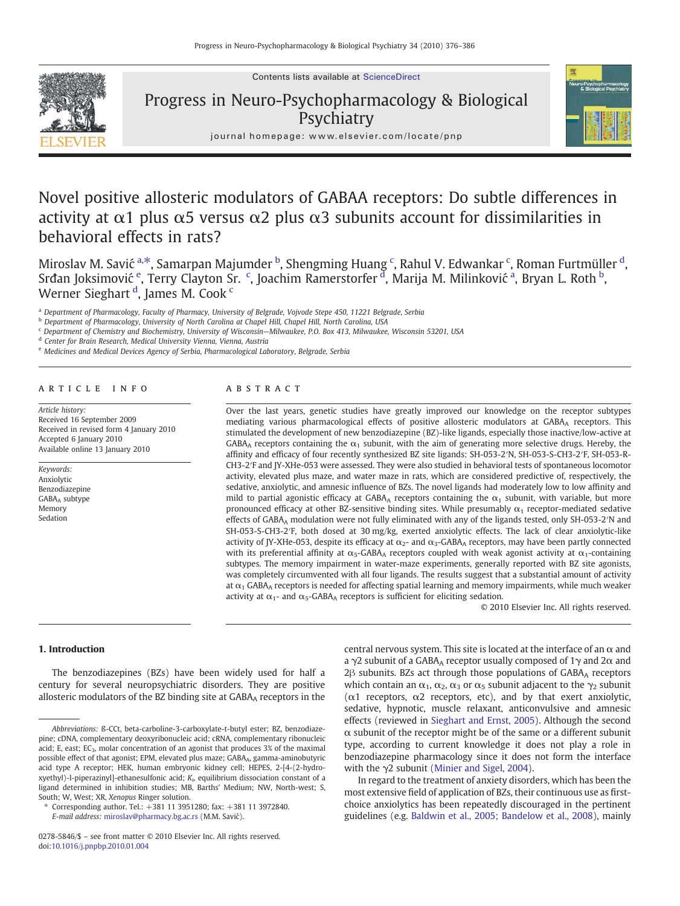Contents lists available at ScienceDirect

# Progress in Neuro-Psychopharmacology & Biological Psychiatry

journal homepage: www.elsevier.com/locate/pnp

# Novel positive allosteric modulators of GABAA receptors: Do subtle differences in activity at α1 plus α5 versus α2 plus α3 subunits account for dissimilarities in behavioral effects in rats?

Miroslav M. Savić [a,*], Samarpan Majumder [b], Shengming Huang [c], Rahul V. Edwankar [c], Roman Furtmüller [d], Srđan Joksimović [e], Terry Clayton Sr. [c], Joachim Ramerstorfer [d], Marija M. Milinković [a], Bryan L. Roth [b], Werner Sieghart [d], James M. Cook [c]

[a] Department of Pharmacology, Faculty of Pharmacy, University of Belgrade, Vojvode Stepe 450, 11221 Belgrade, Serbia
[b] Department of Pharmacology, University of North Carolina at Chapel Hill, North Carolina, USA
[c] Department of Chemistry and Biochemistry, University of Wisconsin—Milwaukee, P.O. Box 413, Milwaukee, Wisconsin 53201, USA
[d] Center for Brain Research, Medical University Vienna, Vienna, Austria
[e] Medicines and Medical Devices Agency of Serbia, Pharmacological Laboratory, Belgrade, Serbia

## ARTICLE INFO

*Article history:*
Received 16 September 2009
Received in revised form 4 January 2010
Accepted 6 January 2010
Available online 13 January 2010

*Keywords:*
Anxiolytic
Benzodiazepine
$GABA_A$ subtype
Memory
Sedation

## ABSTRACT

Over the last years, genetic studies have greatly improved our knowledge on the receptor subtypes mediating various pharmacological effects of positive allosteric modulators at $GABA_A$ receptors. This stimulated the development of new benzodiazepine (BZ)-like ligands, especially those inactive/low-active at $GABA_A$ receptors containing the $\alpha_1$ subunit, with the aim of generating more selective drugs. Hereby, the affinity and efficacy of four recently synthesized BZ site ligands: SH-053-2′N, SH-053-S-CH3-2′F, SH-053-R-CH3-2′F and JY-XHe-053 were assessed. They were also studied in behavioral tests of spontaneous locomotor activity, elevated plus maze, and water maze in rats, which are considered predictive of, respectively, the sedative, anxiolytic, and amnesic influence of BZs. The novel ligands had moderately low to low affinity and mild to partial agonistic efficacy at $GABA_A$ receptors containing the $\alpha_1$ subunit, with variable, but more pronounced efficacy at other BZ-sensitive binding sites. While presumably $\alpha_1$ receptor-mediated sedative effects of $GABA_A$ modulation were not fully eliminated with any of the ligands tested, only SH-053-2′N and SH-053-S-CH3-2′F, both dosed at 30 mg/kg, exerted anxiolytic effects. The lack of clear anxiolytic-like activity of JY-XHe-053, despite its efficacy at $\alpha_2$- and $\alpha_3$-$GABA_A$ receptors, may have been partly connected with its preferential affinity at $\alpha_5$-$GABA_A$ receptors coupled with weak agonist activity at $\alpha_1$-containing subtypes. The memory impairment in water-maze experiments, generally reported with BZ site agonists, was completely circumvented with all four ligands. The results suggest that a substantial amount of activity at $\alpha_1$ $GABA_A$ receptors is needed for affecting spatial learning and memory impairments, while much weaker activity at $\alpha_1$- and $\alpha_5$-$GABA_A$ receptors is sufficient for eliciting sedation.

© 2010 Elsevier Inc. All rights reserved.

## 1. Introduction

The benzodiazepines (BZs) have been widely used for half a century for several neuropsychiatric disorders. They are positive allosteric modulators of the BZ binding site at $GABA_A$ receptors in the central nervous system. This site is located at the interface of an α and a $\gamma 2$ subunit of a $GABA_A$ receptor usually composed of 1γ and 2α and 2β subunits. BZs act through those populations of $GABA_A$ receptors which contain an $\alpha_1$, $\alpha_2$, $\alpha_3$ or $\alpha_5$ subunit adjacent to the $\gamma_2$ subunit (α1 receptors, α2 receptors, etc), and by that exert anxiolytic, sedative, hypnotic, muscle relaxant, anticonvulsive and amnesic effects (reviewed in Sieghart and Ernst, 2005). Although the second α subunit of the receptor might be of the same or a different subunit type, according to current knowledge it does not play a role in benzodiazepine pharmacology since it does not form the interface with the γ2 subunit (Minier and Sigel, 2004).

In regard to the treatment of anxiety disorders, which has been the most extensive field of application of BZs, their continuous use as first-choice anxiolytics has been repeatedly discouraged in the pertinent guidelines (e.g. Baldwin et al., 2005; Bandelow et al., 2008), mainly

---

*Abbreviations:* ß-CCt, beta-carboline-3-carboxylate-t-butyl ester; BZ, benzodiazepine; cDNA, complementary deoxyribonucleic acid; cRNA, complementary ribonucleic acid; E, east; $EC_3$, molar concentration of an agonist that produces 3% of the maximal possible effect of that agonist; EPM, elevated plus maze; $GABA_A$, gamma-aminobutyric acid type A receptor; HEK, human embryonic kidney cell; HEPES, 2-[4-(2-hydroxyethyl)-l-piperazinyl]-ethanesulfonic acid; $K_i$, equilibrium dissociation constant of a ligand determined in inhibition studies; MB, Barths' Medium; NW, North-west; S, South; W, West; XR, *Xenopus* Ringer solution.

\* Corresponding author. Tel.: +381 11 3951280; fax: +381 11 3972840.
*E-mail address:* miroslav@pharmacy.bg.ac.rs (M.M. Savić).

0278-5846/$ – see front matter © 2010 Elsevier Inc. All rights reserved.
doi:10.1016/j.pnpbp.2010.01.004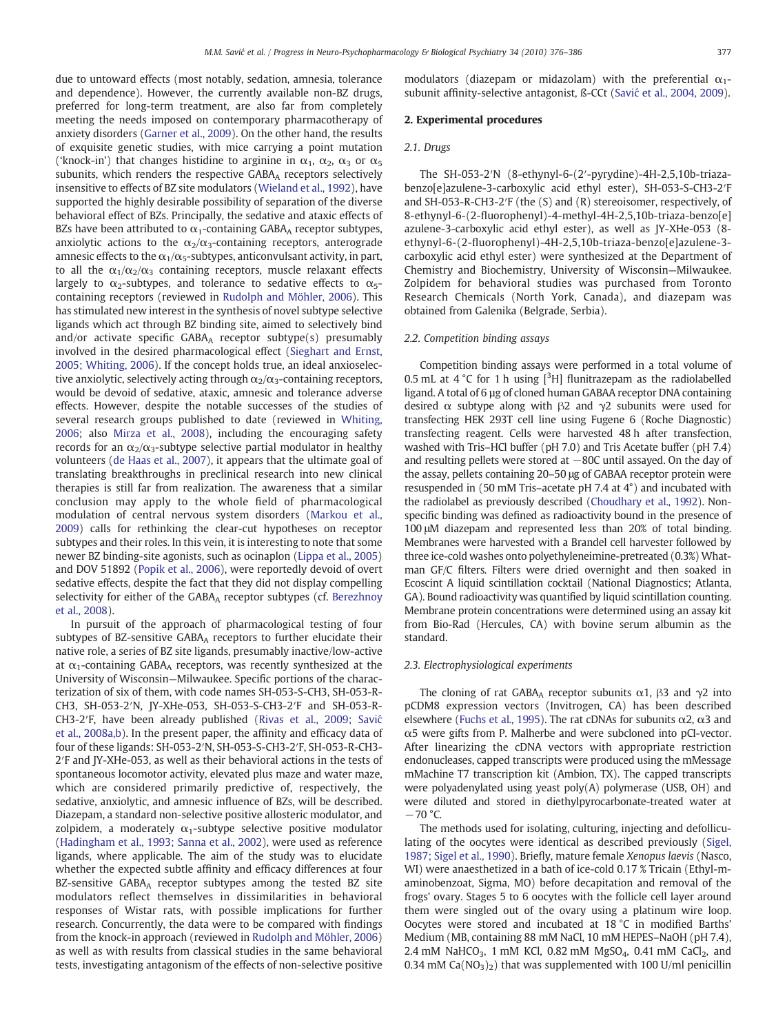due to untoward effects (most notably, sedation, amnesia, tolerance and dependence). However, the currently available non-BZ drugs, preferred for long-term treatment, are also far from completely meeting the needs imposed on contemporary pharmacotherapy of anxiety disorders (Garner et al., 2009). On the other hand, the results of exquisite genetic studies, with mice carrying a point mutation ('knock-in') that changes histidine to arginine in $\alpha_1$, $\alpha_2$, $\alpha_3$ or $\alpha_5$ subunits, which renders the respective $GABA_A$ receptors selectively insensitive to effects of BZ site modulators (Wieland et al., 1992), have supported the highly desirable possibility of separation of the diverse behavioral effect of BZs. Principally, the sedative and ataxic effects of BZs have been attributed to $\alpha_1$-containing $GABA_A$ receptor subtypes, anxiolytic actions to the $\alpha_2$/$\alpha_3$-containing receptors, anterograde amnesic effects to the $\alpha_1$/$\alpha_5$-subtypes, anticonvulsant activity, in part, to all the $\alpha_1$/$\alpha_2$/$\alpha_3$ containing receptors, muscle relaxant effects largely to $\alpha_2$-subtypes, and tolerance to sedative effects to $\alpha_5$-containing receptors (reviewed in Rudolph and Möhler, 2006). This has stimulated new interest in the synthesis of novel subtype selective ligands which act through BZ binding site, aimed to selectively bind and/or activate specific $GABA_A$ receptor subtype(s) presumably involved in the desired pharmacological effect (Sieghart and Ernst, 2005; Whiting, 2006). If the concept holds true, an ideal anxioselective anxiolytic, selectively acting through $\alpha_2$/$\alpha_3$-containing receptors, would be devoid of sedative, ataxic, amnesic and tolerance adverse effects. However, despite the notable successes of the studies of several research groups published to date (reviewed in Whiting, 2006; also Mirza et al., 2008), including the encouraging safety records for an $\alpha_2$/$\alpha_3$-subtype selective partial modulator in healthy volunteers (de Haas et al., 2007), it appears that the ultimate goal of translating breakthroughs in preclinical research into new clinical therapies is still far from realization. The awareness that a similar conclusion may apply to the whole field of pharmacological modulation of central nervous system disorders (Markou et al., 2009) calls for rethinking the clear-cut hypotheses on receptor subtypes and their roles. In this vein, it is interesting to note that some newer BZ binding-site agonists, such as ocinaplon (Lippa et al., 2005) and DOV 51892 (Popik et al., 2006), were reportedly devoid of overt sedative effects, despite the fact that they did not display compelling selectivity for either of the $GABA_A$ receptor subtypes (cf. Berezhnoy et al., 2008).

In pursuit of the approach of pharmacological testing of four subtypes of BZ-sensitive $GABA_A$ receptors to further elucidate their native role, a series of BZ site ligands, presumably inactive/low-active at $\alpha_1$-containing $GABA_A$ receptors, was recently synthesized at the University of Wisconsin—Milwaukee. Specific portions of the characterization of six of them, with code names SH-053-S-CH3, SH-053-R-CH3, SH-053-2′N, JY-XHe-053, SH-053-S-CH3-2′F and SH-053-R-CH3-2′F, have been already published (Rivas et al., 2009; Savić et al., 2008a,b). In the present paper, the affinity and efficacy data of four of these ligands: SH-053-2′N, SH-053-S-CH3-2′F, SH-053-R-CH3-2′F and JY-XHe-053, as well as their behavioral actions in the tests of spontaneous locomotor activity, elevated plus maze and water maze, which are considered primarily predictive of, respectively, the sedative, anxiolytic, and amnesic influence of BZs, will be described. Diazepam, a standard non-selective positive allosteric modulator, and zolpidem, a moderately $\alpha_1$-subtype selective positive modulator (Hadingham et al., 1993; Sanna et al., 2002), were used as reference ligands, where applicable. The aim of the study was to elucidate whether the expected subtle affinity and efficacy differences at four BZ-sensitive $GABA_A$ receptor subtypes among the tested BZ site modulators reflect themselves in dissimilarities in behavioral responses of Wistar rats, with possible implications for further research. Concurrently, the data were to be compared with findings from the knock-in approach (reviewed in Rudolph and Möhler, 2006) as well as with results from classical studies in the same behavioral tests, investigating antagonism of the effects of non-selective positive modulators (diazepam or midazolam) with the preferential $\alpha_1$-subunit affinity-selective antagonist, ß-CCt (Savić et al., 2004, 2009).

## 2. Experimental procedures

### 2.1. Drugs

The SH-053-2′N (8-ethynyl-6-(2′-pyrydine)-4H-2,5,10b-triaza-benzo[e]azulene-3-carboxylic acid ethyl ester), SH-053-S-CH3-2′F and SH-053-R-CH3-2′F (the (S) and (R) stereoisomer, respectively, of 8-ethynyl-6-(2-fluorophenyl)-4-methyl-4H-2,5,10b-triaza-benzo[e] azulene-3-carboxylic acid ethyl ester), as well as JY-XHe-053 (8-ethynyl-6-(2-fluorophenyl)-4H-2,5,10b-triaza-benzo[e]azulene-3-carboxylic acid ethyl ester) were synthesized at the Department of Chemistry and Biochemistry, University of Wisconsin—Milwaukee. Zolpidem for behavioral studies was purchased from Toronto Research Chemicals (North York, Canada), and diazepam was obtained from Galenika (Belgrade, Serbia).

### 2.2. Competition binding assays

Competition binding assays were performed in a total volume of 0.5 mL at 4 °C for 1 h using [$^3$H] flunitrazepam as the radiolabelled ligand. A total of 6 μg of cloned human GABAA receptor DNA containing desired α subtype along with β2 and γ2 subunits were used for transfecting HEK 293T cell line using Fugene 6 (Roche Diagnostic) transfecting reagent. Cells were harvested 48 h after transfection, washed with Tris–HCl buffer (pH 7.0) and Tris Acetate buffer (pH 7.4) and resulting pellets were stored at −80C until assayed. On the day of the assay, pellets containing 20–50 μg of GABAA receptor protein were resuspended in (50 mM Tris–acetate pH 7.4 at 4°) and incubated with the radiolabel as previously described (Choudhary et al., 1992). Non-specific binding was defined as radioactivity bound in the presence of 100 μM diazepam and represented less than 20% of total binding. Membranes were harvested with a Brandel cell harvester followed by three ice-cold washes onto polyethyleneimine-pretreated (0.3%) Whatman GF/C filters. Filters were dried overnight and then soaked in Ecoscint A liquid scintillation cocktail (National Diagnostics; Atlanta, GA). Bound radioactivity was quantified by liquid scintillation counting. Membrane protein concentrations were determined using an assay kit from Bio-Rad (Hercules, CA) with bovine serum albumin as the standard.

### 2.3. Electrophysiological experiments

The cloning of rat $GABA_A$ receptor subunits α1, β3 and γ2 into pCDM8 expression vectors (Invitrogen, CA) has been described elsewhere (Fuchs et al., 1995). The rat cDNAs for subunits α2, α3 and α5 were gifts from P. Malherbe and were subcloned into pCI-vector. After linearizing the cDNA vectors with appropriate restriction endonucleases, capped transcripts were produced using the mMessage mMachine T7 transcription kit (Ambion, TX). The capped transcripts were polyadenylated using yeast poly(A) polymerase (USB, OH) and were diluted and stored in diethylpyrocarbonate-treated water at −70 °C.

The methods used for isolating, culturing, injecting and defolliculating of the oocytes were identical as described previously (Sigel, 1987; Sigel et al., 1990). Briefly, mature female *Xenopus laevis* (Nasco, WI) were anaesthetized in a bath of ice-cold 0.17 % Tricain (Ethyl-m-aminobenzoat, Sigma, MO) before decapitation and removal of the frogs' ovary. Stages 5 to 6 oocytes with the follicle cell layer around them were singled out of the ovary using a platinum wire loop. Oocytes were stored and incubated at 18 °C in modified Barths' Medium (MB, containing 88 mM NaCl, 10 mM HEPES–NaOH (pH 7.4), 2.4 mM $NaHCO_3$, 1 mM KCl, 0.82 mM $MgSO_4$, 0.41 mM $CaCl_2$, and 0.34 mM $Ca(NO_3)_2$) that was supplemented with 100 U/ml penicillin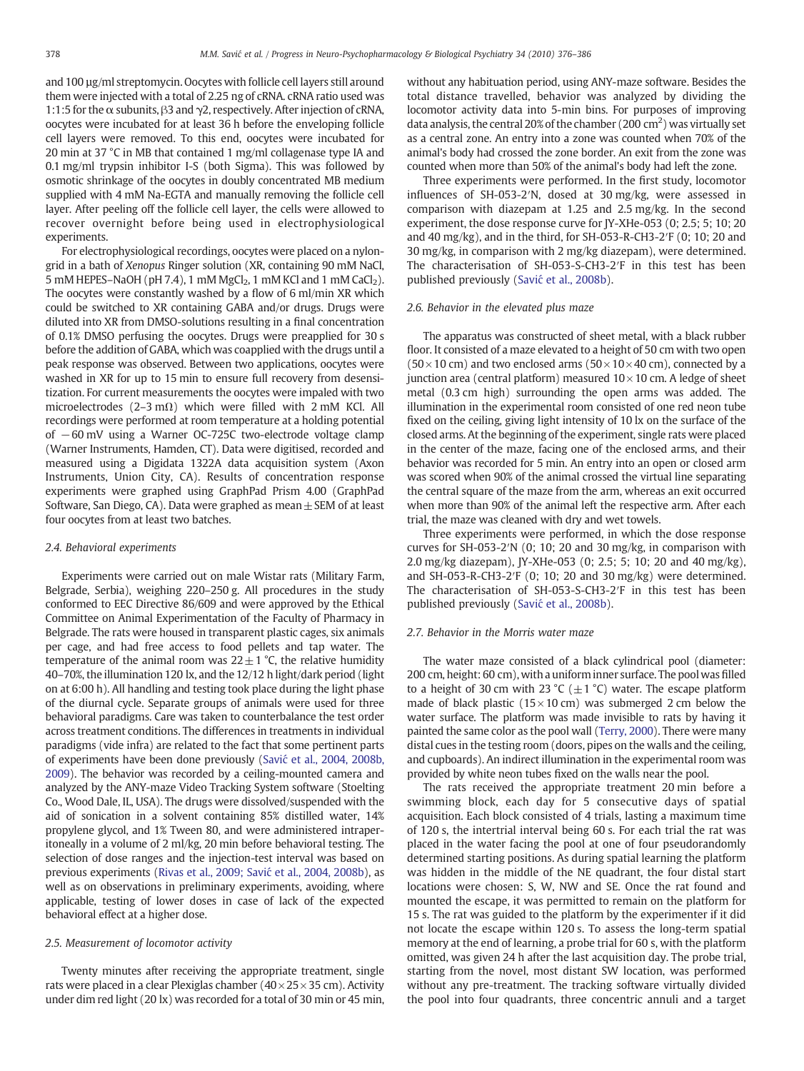and 100 μg/ml streptomycin. Oocytes with follicle cell layers still around them were injected with a total of 2.25 ng of cRNA. cRNA ratio used was 1:1:5 for the α subunits, β3 and γ2, respectively. After injection of cRNA, oocytes were incubated for at least 36 h before the enveloping follicle cell layers were removed. To this end, oocytes were incubated for 20 min at 37 °C in MB that contained 1 mg/ml collagenase type IA and 0.1 mg/ml trypsin inhibitor I-S (both Sigma). This was followed by osmotic shrinkage of the oocytes in doubly concentrated MB medium supplied with 4 mM Na-EGTA and manually removing the follicle cell layer. After peeling off the follicle cell layer, the cells were allowed to recover overnight before being used in electrophysiological experiments.

For electrophysiological recordings, oocytes were placed on a nylon-grid in a bath of *Xenopus* Ringer solution (XR, containing 90 mM NaCl, 5 mM HEPES–NaOH (pH 7.4), 1 mM $MgCl_2$, 1 mM KCl and 1 mM $CaCl_2$). The oocytes were constantly washed by a flow of 6 ml/min XR which could be switched to XR containing GABA and/or drugs. Drugs were diluted into XR from DMSO-solutions resulting in a final concentration of 0.1% DMSO perfusing the oocytes. Drugs were preapplied for 30 s before the addition of GABA, which was coapplied with the drugs until a peak response was observed. Between two applications, oocytes were washed in XR for up to 15 min to ensure full recovery from desensitization. For current measurements the oocytes were impaled with two microelectrodes (2–3 mΩ) which were filled with 2 mM KCl. All recordings were performed at room temperature at a holding potential of −60 mV using a Warner OC-725C two-electrode voltage clamp (Warner Instruments, Hamden, CT). Data were digitised, recorded and measured using a Digidata 1322A data acquisition system (Axon Instruments, Union City, CA). Results of concentration response experiments were graphed using GraphPad Prism 4.00 (GraphPad Software, San Diego, CA). Data were graphed as mean ± SEM of at least four oocytes from at least two batches.

### 2.4. Behavioral experiments

Experiments were carried out on male Wistar rats (Military Farm, Belgrade, Serbia), weighing 220–250 g. All procedures in the study conformed to EEC Directive 86/609 and were approved by the Ethical Committee on Animal Experimentation of the Faculty of Pharmacy in Belgrade. The rats were housed in transparent plastic cages, six animals per cage, and had free access to food pellets and tap water. The temperature of the animal room was 22 ± 1 °C, the relative humidity 40–70%, the illumination 120 lx, and the 12/12 h light/dark period (light on at 6:00 h). All handling and testing took place during the light phase of the diurnal cycle. Separate groups of animals were used for three behavioral paradigms. Care was taken to counterbalance the test order across treatment conditions. The differences in treatments in individual paradigms (vide infra) are related to the fact that some pertinent parts of experiments have been done previously (Savić et al., 2004, 2008b, 2009). The behavior was recorded by a ceiling-mounted camera and analyzed by the ANY-maze Video Tracking System software (Stoelting Co., Wood Dale, IL, USA). The drugs were dissolved/suspended with the aid of sonication in a solvent containing 85% distilled water, 14% propylene glycol, and 1% Tween 80, and were administered intraperitoneally in a volume of 2 ml/kg, 20 min before behavioral testing. The selection of dose ranges and the injection-test interval was based on previous experiments (Rivas et al., 2009; Savić et al., 2004, 2008b), as well as on observations in preliminary experiments, avoiding, where applicable, testing of lower doses in case of lack of the expected behavioral effect at a higher dose.

### 2.5. Measurement of locomotor activity

Twenty minutes after receiving the appropriate treatment, single rats were placed in a clear Plexiglas chamber (40 × 25 × 35 cm). Activity under dim red light (20 lx) was recorded for a total of 30 min or 45 min, without any habituation period, using ANY-maze software. Besides the total distance travelled, behavior was analyzed by dividing the locomotor activity data into 5-min bins. For purposes of improving data analysis, the central 20% of the chamber (200 $cm^2$) was virtually set as a central zone. An entry into a zone was counted when 70% of the animal's body had crossed the zone border. An exit from the zone was counted when more than 50% of the animal's body had left the zone.

Three experiments were performed. In the first study, locomotor influences of SH-053-2′N, dosed at 30 mg/kg, were assessed in comparison with diazepam at 1.25 and 2.5 mg/kg. In the second experiment, the dose response curve for JY-XHe-053 (0; 2.5; 5; 10; 20 and 40 mg/kg), and in the third, for SH-053-R-CH3-2′F (0; 10; 20 and 30 mg/kg, in comparison with 2 mg/kg diazepam), were determined. The characterisation of SH-053-S-CH3-2′F in this test has been published previously (Savić et al., 2008b).

### 2.6. Behavior in the elevated plus maze

The apparatus was constructed of sheet metal, with a black rubber floor. It consisted of a maze elevated to a height of 50 cm with two open (50 × 10 cm) and two enclosed arms (50 × 10 × 40 cm), connected by a junction area (central platform) measured 10 × 10 cm. A ledge of sheet metal (0.3 cm high) surrounding the open arms was added. The illumination in the experimental room consisted of one red neon tube fixed on the ceiling, giving light intensity of 10 lx on the surface of the closed arms. At the beginning of the experiment, single rats were placed in the center of the maze, facing one of the enclosed arms, and their behavior was recorded for 5 min. An entry into an open or closed arm was scored when 90% of the animal crossed the virtual line separating the central square of the maze from the arm, whereas an exit occurred when more than 90% of the animal left the respective arm. After each trial, the maze was cleaned with dry and wet towels.

Three experiments were performed, in which the dose response curves for SH-053-2′N (0; 10; 20 and 30 mg/kg, in comparison with 2.0 mg/kg diazepam), JY-XHe-053 (0; 2.5; 5; 10; 20 and 40 mg/kg), and SH-053-R-CH3-2′F (0; 10; 20 and 30 mg/kg) were determined. The characterisation of SH-053-S-CH3-2′F in this test has been published previously (Savić et al., 2008b).

### 2.7. Behavior in the Morris water maze

The water maze consisted of a black cylindrical pool (diameter: 200 cm, height: 60 cm), with a uniform inner surface. The pool was filled to a height of 30 cm with 23 °C (±1 °C) water. The escape platform made of black plastic (15 × 10 cm) was submerged 2 cm below the water surface. The platform was made invisible to rats by having it painted the same color as the pool wall (Terry, 2000). There were many distal cues in the testing room (doors, pipes on the walls and the ceiling, and cupboards). An indirect illumination in the experimental room was provided by white neon tubes fixed on the walls near the pool.

The rats received the appropriate treatment 20 min before a swimming block, each day for 5 consecutive days of spatial acquisition. Each block consisted of 4 trials, lasting a maximum time of 120 s, the intertrial interval being 60 s. For each trial the rat was placed in the water facing the pool at one of four pseudorandomly determined starting positions. As during spatial learning the platform was hidden in the middle of the NE quadrant, the four distal start locations were chosen: S, W, NW and SE. Once the rat found and mounted the escape, it was permitted to remain on the platform for 15 s. The rat was guided to the platform by the experimenter if it did not locate the escape within 120 s. To assess the long-term spatial memory at the end of learning, a probe trial for 60 s, with the platform omitted, was given 24 h after the last acquisition day. The probe trial, starting from the novel, most distant SW location, was performed without any pre-treatment. The tracking software virtually divided the pool into four quadrants, three concentric annuli and a target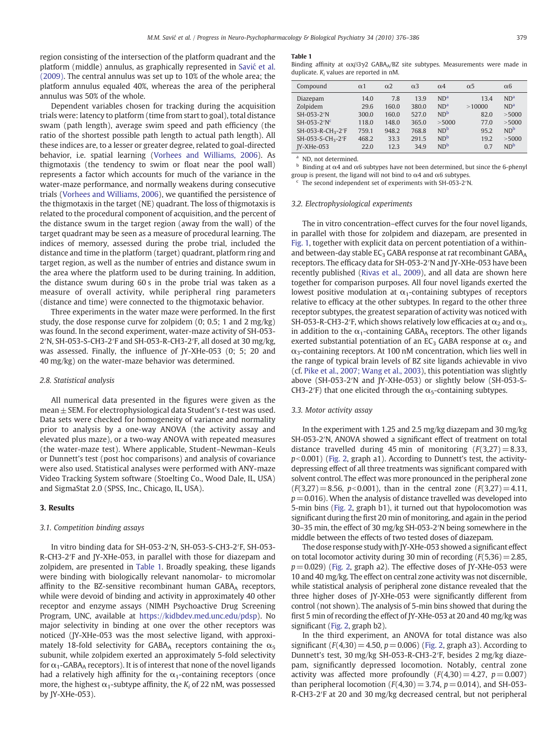region consisting of the intersection of the platform quadrant and the platform (middle) annulus, as graphically represented in Savić et al. (2009). The central annulus was set up to 10% of the whole area; the platform annulus equaled 40%, whereas the area of the peripheral annulus was 50% of the whole.

Dependent variables chosen for tracking during the acquisition trials were: latency to platform (time from start to goal), total distance swam (path length), average swim speed and path efficiency (the ratio of the shortest possible path length to actual path length). All these indices are, to a lesser or greater degree, related to goal-directed behavior, i.e. spatial learning (Vorhees and Williams, 2006). As thigmotaxis (the tendency to swim or float near the pool wall) represents a factor which accounts for much of the variance in the water-maze performance, and normally weakens during consecutive trials (Vorhees and Williams, 2006), we quantified the persistence of the thigmotaxis in the target (NE) quadrant. The loss of thigmotaxis is related to the procedural component of acquisition, and the percent of the distance swum in the target region (away from the wall) of the target quadrant may be seen as a measure of procedural learning. The indices of memory, assessed during the probe trial, included the distance and time in the platform (target) quadrant, platform ring and target region, as well as the number of entries and distance swum in the area where the platform used to be during training. In addition, the distance swum during 60 s in the probe trial was taken as a measure of overall activity, while peripheral ring parameters (distance and time) were connected to the thigmotaxic behavior.

Three experiments in the water maze were performed. In the first study, the dose response curve for zolpidem (0; 0.5; 1 and 2 mg/kg) was found. In the second experiment, water-maze activity of SH-053-2′N, SH-053-S-CH3-2′F and SH-053-R-CH3-2′F, all dosed at 30 mg/kg, was assessed. Finally, the influence of JY-XHe-053 (0; 5; 20 and 40 mg/kg) on the water-maze behavior was determined.

### 2.8. Statistical analysis

All numerical data presented in the figures were given as the mean ± SEM. For electrophysiological data Student's *t*-test was used. Data sets were checked for homogeneity of variance and normality prior to analysis by a one-way ANOVA (the activity assay and elevated plus maze), or a two-way ANOVA with repeated measures (the water-maze test). Where applicable, Student–Newman–Keuls or Dunnett's test (post hoc comparisons) and analysis of covariance were also used. Statistical analyses were performed with ANY-maze Video Tracking System software (Stoelting Co., Wood Dale, IL, USA) and SigmaStat 2.0 (SPSS, Inc., Chicago, IL, USA).

## 3. Results

### 3.1. Competition binding assays

In vitro binding data for SH-053-2′N, SH-053-S-CH3-2′F, SH-053-R-CH3-2′F and JY-XHe-053, in parallel with those for diazepam and zolpidem, are presented in Table 1. Broadly speaking, these ligands were binding with biologically relevant nanomolar- to micromolar affinity to the BZ-sensitive recombinant human $GABA_A$ receptors, while were devoid of binding and activity in approximately 40 other receptor and enzyme assays (NIMH Psychoactive Drug Screening Program, UNC, available at https://kidbdev.med.unc.edu/pdsp). No major selectivity in binding at one over the other receptors was noticed (JY-XHe-053 was the most selective ligand, with approximately 18-fold selectivity for $GABA_A$ receptors containing the $\alpha_5$ subunit, while zolpidem exerted an approximately 5-fold selectivity for $\alpha_1$-$GABA_A$ receptors). It is of interest that none of the novel ligands had a relatively high affinity for the $\alpha_1$-containing receptors (once more, the highest $\alpha_1$-subtype affinity, the $K_i$ of 22 nM, was possessed by JY-XHe-053).

**Table 1**
Binding affinity at $\alpha x\beta 3\gamma 2$ $GABA_A$/BZ site subtypes. Measurements were made in duplicate. $K_i$ values are reported in nM.

| Compound | α1 | α2 | α3 | α4 | α5 | α6 |
|---|---|---|---|---|---|---|
| Diazepam | 14.0 | 7.8 | 13.9 | ND[a] | 13.4 | ND[a] |
| Zolpidem | 29.6 | 160.0 | 380.0 | ND[a] | >10000 | ND[a] |
| SH-053-2′N | 300.0 | 160.0 | 527.0 | ND[b] | 82.0 | >5000 |
| SH-053-2′N[c] | 118.0 | 148.0 | 365.0 | >5000 | 77.0 | >5000 |
| SH-053-R-$CH_3$-2′F | 759.1 | 948.2 | 768.8 | ND[b] | 95.2 | ND[b] |
| SH-053-S-$CH_3$-2′F | 468.2 | 33.3 | 291.5 | ND[b] | 19.2 | >5000 |
| JY-XHe-053 | 22.0 | 12.3 | 34.9 | ND[b] | 0.7 | ND[b] |

[a] ND, not determined.
[b] Binding at α4 and α6 subtypes have not been determined, but since the 6-phenyl group is present, the ligand will not bind to α4 and α6 subtypes.
[c] The second independent set of experiments with SH-053-2′N.

### 3.2. Electrophysiological experiments

The in vitro concentration–effect curves for the four novel ligands, in parallel with those for zolpidem and diazepam, are presented in Fig. 1, together with explicit data on percent potentiation of a within- and between-day stable $EC_3$ GABA response at rat recombinant $GABA_A$ receptors. The efficacy data for SH-053-2′N and JY-XHe-053 have been recently published (Rivas et al., 2009), and all data are shown here together for comparison purposes. All four novel ligands exerted the lowest positive modulation at $\alpha_1$-containing subtypes of receptors relative to efficacy at the other subtypes. In regard to the other three receptor subtypes, the greatest separation of activity was noticed with SH-053-R-CH3-2′F, which shows relatively low efficacies at $\alpha_2$ and $\alpha_3$, in addition to the $\alpha_1$-containing $GABA_A$ receptors. The other ligands exerted substantial potentiation of an $EC_3$ GABA response at $\alpha_2$ and $\alpha_3$-containing receptors. At 100 nM concentration, which lies well in the range of typical brain levels of BZ site ligands achievable in vivo (cf. Pike et al., 2007; Wang et al., 2003), this potentiation was slightly above (SH-053-2′N and JY-XHe-053) or slightly below (SH-053-S-CH3-2′F) that one elicited through the $\alpha_5$-containing subtypes.

### 3.3. Motor activity assay

In the experiment with 1.25 and 2.5 mg/kg diazepam and 30 mg/kg SH-053-2′N, ANOVA showed a significant effect of treatment on total distance travelled during 45 min of monitoring ($F(3,27) = 8.33$, $p < 0.001$) (Fig. 2, graph a1). According to Dunnett's test, the activity-depressing effect of all three treatments was significant compared with solvent control. The effect was more pronounced in the peripheral zone ($F(3,27) = 8.56$, $p < 0.001$), than in the central zone ($F(3,27) = 4.11$, $p = 0.016$). When the analysis of distance travelled was developed into 5-min bins (Fig. 2, graph b1), it turned out that hypolocomotion was significant during the first 20 min of monitoring, and again in the period 30–35 min, the effect of 30 mg/kg SH-053-2′N being somewhere in the middle between the effects of two tested doses of diazepam.

The dose response study with JY-XHe-053 showed a significant effect on total locomotor activity during 30 min of recording ($F(5,36) = 2.85$, $p = 0.029$) (Fig. 2, graph a2). The effective doses of JY-XHe-053 were 10 and 40 mg/kg. The effect on central zone activity was not discernible, while statistical analysis of peripheral zone distance revealed that the three higher doses of JY-XHe-053 were significantly different from control (not shown). The analysis of 5-min bins showed that during the first 5 min of recording the effect of JY-XHe-053 at 20 and 40 mg/kg was significant (Fig. 2, graph b2).

In the third experiment, an ANOVA for total distance was also significant ($F(4,30) = 4.50$, $p = 0.006$) (Fig. 2, graph a3). According to Dunnett's test, 30 mg/kg SH-053-R-CH3-2′F, besides 2 mg/kg diazepam, significantly depressed locomotion. Notably, central zone activity was affected more profoundly ($F(4,30) = 4.27$, $p = 0.007$) than peripheral locomotion ($F(4,30) = 3.74$, $p = 0.014$), and SH-053-R-CH3-2′F at 20 and 30 mg/kg decreased central, but not peripheral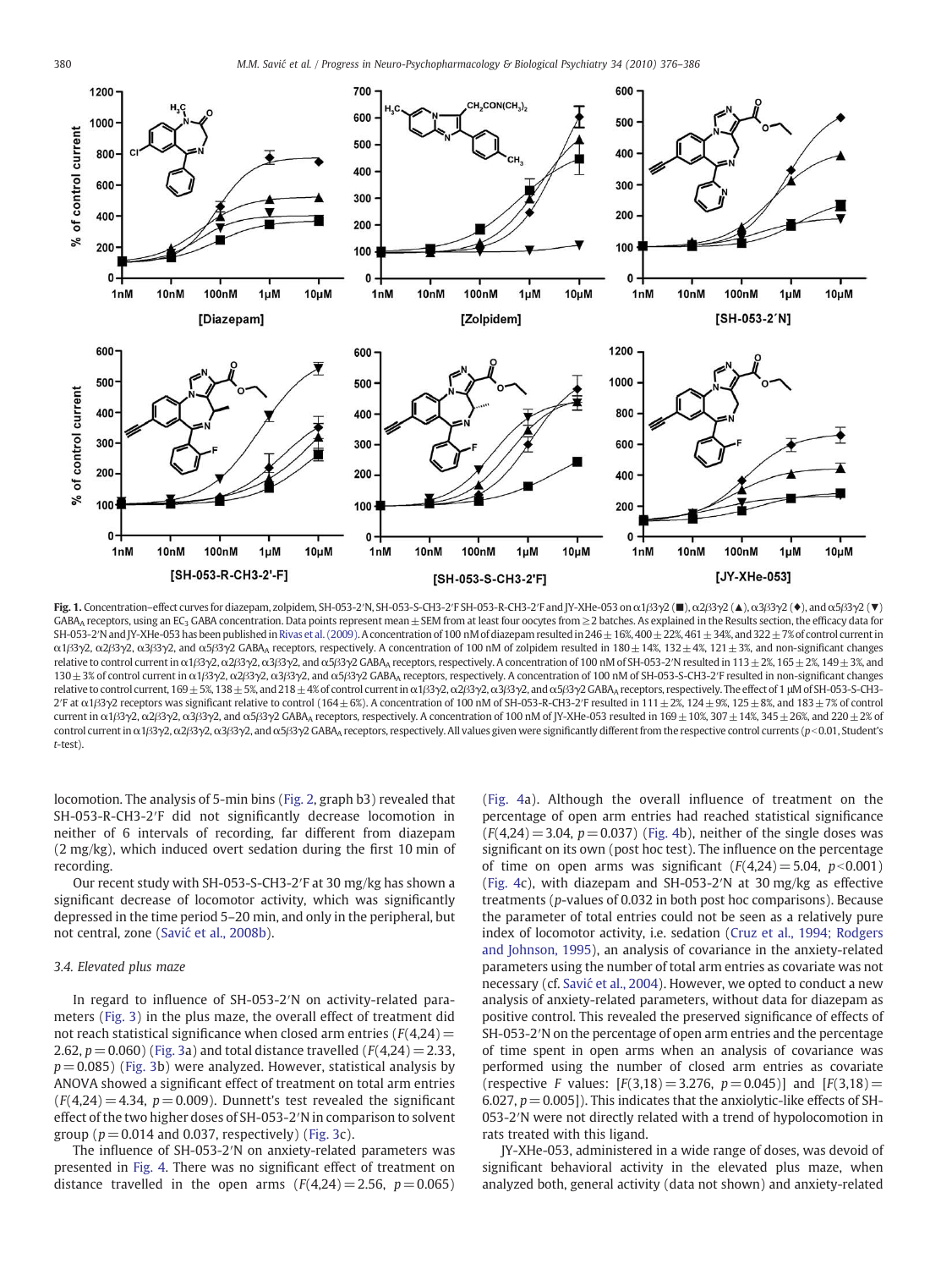**Fig. 1.** Concentration–effect curves for diazepam, zolpidem, SH-053-2′N, SH-053-S-CH3-2′F SH-053-R-CH3-2′F and JY-XHe-053 on α1β3γ2 (■), α2β3γ2 (▲), α3β3γ2 (♦), and α5β3γ2 (▼) $GABA_A$ receptors, using an $EC_3$ GABA concentration. Data points represent mean ± SEM from at least four oocytes from ≥2 batches. As explained in the Results section, the efficacy data for SH-053-2′N and JY-XHe-053 has been published in Rivas et al. (2009). A concentration of 100 nM of diazepam resulted in 246 ± 16%, 400 ± 22%, 461 ± 34%, and 322 ± 7% of control current in α1β3γ2, α2β3γ2, α3β3γ2, and α5β3γ2 $GABA_A$ receptors, respectively. A concentration of 100 nM of zolpidem resulted in 180 ± 14%, 132 ± 4%, 121 ± 3%, and non-significant changes relative to control current in α1β3γ2, α2β3γ2, α3β3γ2, and α5β3γ2 $GABA_A$ receptors, respectively. A concentration of 100 nM of SH-053-2′N resulted in 113 ± 2%, 165 ± 2%, 149 ± 3%, and 130 ± 3% of control current in α1β3γ2, α2β3γ2, α3β3γ2, and α5β3γ2 $GABA_A$ receptors, respectively. A concentration of 100 nM of SH-053-S-CH3-2′F resulted in non-significant changes relative to control current, 169 ± 5%, 138 ± 5%, and 218 ± 4% of control current in α1β3γ2, α2β3γ2, α3β3γ2, and α5β3γ2 $GABA_A$ receptors, respectively. The effect of 1 μM of SH-053-S-CH3-2′F at α1β3γ2 receptors was significant relative to control (164 ± 6%). A concentration of 100 nM of SH-053-R-CH3-2′F resulted in 111 ± 2%, 124 ± 9%, 125 ± 8%, and 183 ± 7% of control current in α1β3γ2, α2β3γ2, α3β3γ2, and α5β3γ2 $GABA_A$ receptors, respectively. A concentration of 100 nM of JY-XHe-053 resulted in 169 ± 10%, 307 ± 14%, 345 ± 26%, and 220 ± 2% of control current in α1β3γ2, α2β3γ2, α3β3γ2, and α5β3γ2 $GABA_A$ receptors, respectively. All values given were significantly different from the respective control currents ($p < 0.01$, Student's *t*-test).

locomotion. The analysis of 5-min bins (Fig. 2, graph b3) revealed that SH-053-R-CH3-2′F did not significantly decrease locomotion in neither of 6 intervals of recording, far different from diazepam (2 mg/kg), which induced overt sedation during the first 10 min of recording.

Our recent study with SH-053-S-CH3-2′F at 30 mg/kg has shown a significant decrease of locomotor activity, which was significantly depressed in the time period 5–20 min, and only in the peripheral, but not central, zone (Savić et al., 2008b).

### 3.4. Elevated plus maze

In regard to influence of SH-053-2′N on activity-related parameters (Fig. 3) in the plus maze, the overall effect of treatment did not reach statistical significance when closed arm entries ($F(4,24) = 2.62$, $p = 0.060$) (Fig. 3a) and total distance travelled ($F(4,24) = 2.33$, $p = 0.085$) (Fig. 3b) were analyzed. However, statistical analysis by ANOVA showed a significant effect of treatment on total arm entries ($F(4,24) = 4.34$, $p = 0.009$). Dunnett's test revealed the significant effect of the two higher doses of SH-053-2′N in comparison to solvent group ($p = 0.014$ and 0.037, respectively) (Fig. 3c).

The influence of SH-053-2′N on anxiety-related parameters was presented in Fig. 4. There was no significant effect of treatment on distance travelled in the open arms ($F(4,24) = 2.56$, $p = 0.065$) (Fig. 4a). Although the overall influence of treatment on the percentage of open arm entries had reached statistical significance ($F(4,24) = 3.04$, $p = 0.037$) (Fig. 4b), neither of the single doses was significant on its own (post hoc test). The influence on the percentage of time on open arms was significant ($F(4,24) = 5.04$, $p < 0.001$) (Fig. 4c), with diazepam and SH-053-2′N at 30 mg/kg as effective treatments ($p$-values of 0.032 in both post hoc comparisons). Because the parameter of total entries could not be seen as a relatively pure index of locomotor activity, i.e. sedation (Cruz et al., 1994; Rodgers and Johnson, 1995), an analysis of covariance in the anxiety-related parameters using the number of total arm entries as covariate was not necessary (cf. Savić et al., 2004). However, we opted to conduct a new analysis of anxiety-related parameters, without data for diazepam as positive control. This revealed the preserved significance of effects of SH-053-2′N on the percentage of open arm entries and the percentage of time spent in open arms when an analysis of covariance was performed using the number of closed arm entries as covariate (respective $F$ values: [$F(3,18) = 3.276$, $p = 0.045$)] and [$F(3,18) = 6.027$, $p = 0.005$]). This indicates that the anxiolytic-like effects of SH-053-2′N were not directly related with a trend of hypolocomotion in rats treated with this ligand.

JY-XHe-053, administered in a wide range of doses, was devoid of significant behavioral activity in the elevated plus maze, when analyzed both, general activity (data not shown) and anxiety-related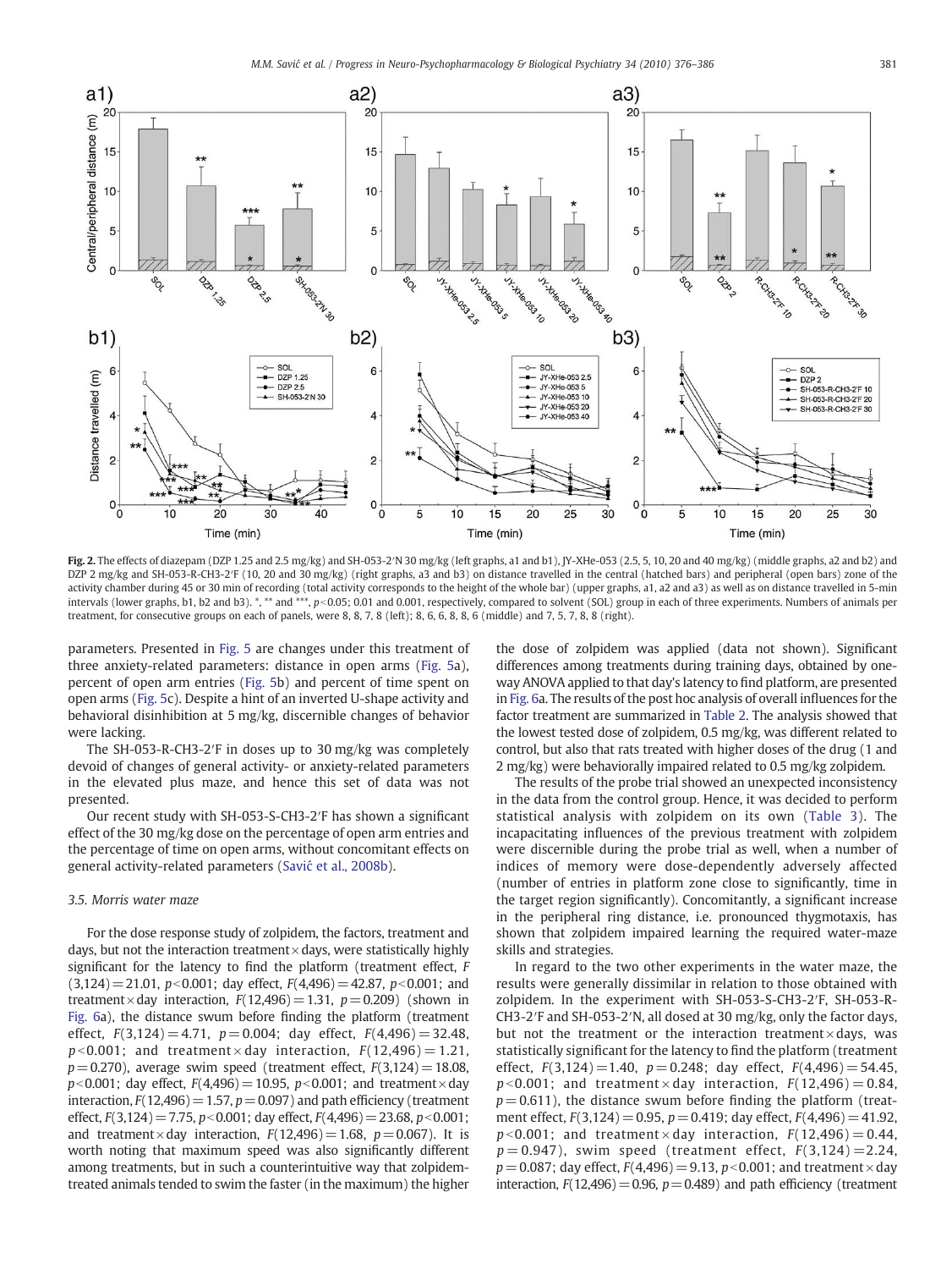**Fig. 2.** The effects of diazepam (DZP 1.25 and 2.5 mg/kg) and SH-053-2′N 30 mg/kg (left graphs, a1 and b1), JY-XHe-053 (2.5, 5, 10, 20 and 40 mg/kg) (middle graphs, a2 and b2) and DZP 2 mg/kg and SH-053-R-CH3-2′F (10, 20 and 30 mg/kg) (right graphs, a3 and b3) on distance travelled in the central (hatched bars) and peripheral (open bars) zone of the activity chamber during 45 or 30 min of recording (total activity corresponds to the height of the whole bar) (upper graphs, a1, a2 and a3) as well as on distance travelled in 5-min intervals (lower graphs, b1, b2 and b3). *, ** and ***, $p<0.05$; 0.01 and 0.001, respectively, compared to solvent (SOL) group in each of three experiments. Numbers of animals per treatment, for consecutive groups on each of panels, were 8, 8, 7, 8 (left); 8, 6, 6, 8, 8, 6 (middle) and 7, 5, 7, 8, 8 (right).

parameters. Presented in Fig. 5 are changes under this treatment of three anxiety-related parameters: distance in open arms (Fig. 5a), percent of open arm entries (Fig. 5b) and percent of time spent on open arms (Fig. 5c). Despite a hint of an inverted U-shape activity and behavioral disinhibition at 5 mg/kg, discernible changes of behavior were lacking.

The SH-053-R-CH3-2′F in doses up to 30 mg/kg was completely devoid of changes of general activity- or anxiety-related parameters in the elevated plus maze, and hence this set of data was not presented.

Our recent study with SH-053-S-CH3-2′F has shown a significant effect of the 30 mg/kg dose on the percentage of open arm entries and the percentage of time on open arms, without concomitant effects on general activity-related parameters (Savić et al., 2008b).

### 3.5. Morris water maze

For the dose response study of zolpidem, the factors, treatment and days, but not the interaction treatment × days, were statistically highly significant for the latency to find the platform (treatment effect, $F(3,124)=21.01$, $p<0.001$; day effect, $F(4,496)=42.87$, $p<0.001$; and treatment × day interaction, $F(12,496)=1.31$, $p=0.209$) (shown in Fig. 6a), the distance swum before finding the platform (treatment effect, $F(3,124)=4.71$, $p=0.004$; day effect, $F(4,496)=32.48$, $p<0.001$; and treatment × day interaction, $F(12,496)=1.21$, $p=0.270$), average swim speed (treatment effect, $F(3,124)=18.08$, $p<0.001$; day effect, $F(4,496)=10.95$, $p<0.001$; and treatment × day interaction, $F(12,496)=1.57$, $p=0.097$) and path efficiency (treatment effect, $F(3,124)=7.75$, $p<0.001$; day effect, $F(4,496)=23.68$, $p<0.001$; and treatment × day interaction, $F(12,496)=1.68$, $p=0.067$). It is worth noting that maximum speed was also significantly different among treatments, but in such a counterintuitive way that zolpidem-treated animals tended to swim the faster (in the maximum) the higher the dose of zolpidem was applied (data not shown). Significant differences among treatments during training days, obtained by one-way ANOVA applied to that day's latency to find platform, are presented in Fig. 6a. The results of the post hoc analysis of overall influences for the factor treatment are summarized in Table 2. The analysis showed that the lowest tested dose of zolpidem, 0.5 mg/kg, was different related to control, but also that rats treated with higher doses of the drug (1 and 2 mg/kg) were behaviorally impaired related to 0.5 mg/kg zolpidem.

The results of the probe trial showed an unexpected inconsistency in the data from the control group. Hence, it was decided to perform statistical analysis with zolpidem on its own (Table 3). The incapacitating influences of the previous treatment with zolpidem were discernible during the probe trial as well, when a number of indices of memory were dose-dependently adversely affected (number of entries in platform zone close to significantly, time in the target region significantly). Concomitantly, a significant increase in the peripheral ring distance, i.e. pronounced thygmotaxis, has shown that zolpidem impaired learning the required water-maze skills and strategies.

In regard to the two other experiments in the water maze, the results were generally dissimilar in relation to those obtained with zolpidem. In the experiment with SH-053-S-CH3-2′F, SH-053-R-CH3-2′F and SH-053-2′N, all dosed at 30 mg/kg, only the factor days, but not the treatment or the interaction treatment × days, was statistically significant for the latency to find the platform (treatment effect, $F(3,124)=1.40$, $p=0.248$; day effect, $F(4,496)=54.45$, $p<0.001$; and treatment × day interaction, $F(12,496)=0.84$, $p=0.611$), the distance swum before finding the platform (treatment effect, $F(3,124)=0.95$, $p=0.419$; day effect, $F(4,496)=41.92$, $p<0.001$; and treatment × day interaction, $F(12,496)=0.44$, $p=0.947$), swim speed (treatment effect, $F(3,124)=2.24$, $p=0.087$; day effect, $F(4,496)=9.13$, $p<0.001$; and treatment × day interaction, $F(12,496)=0.96$, $p=0.489$) and path efficiency (treatment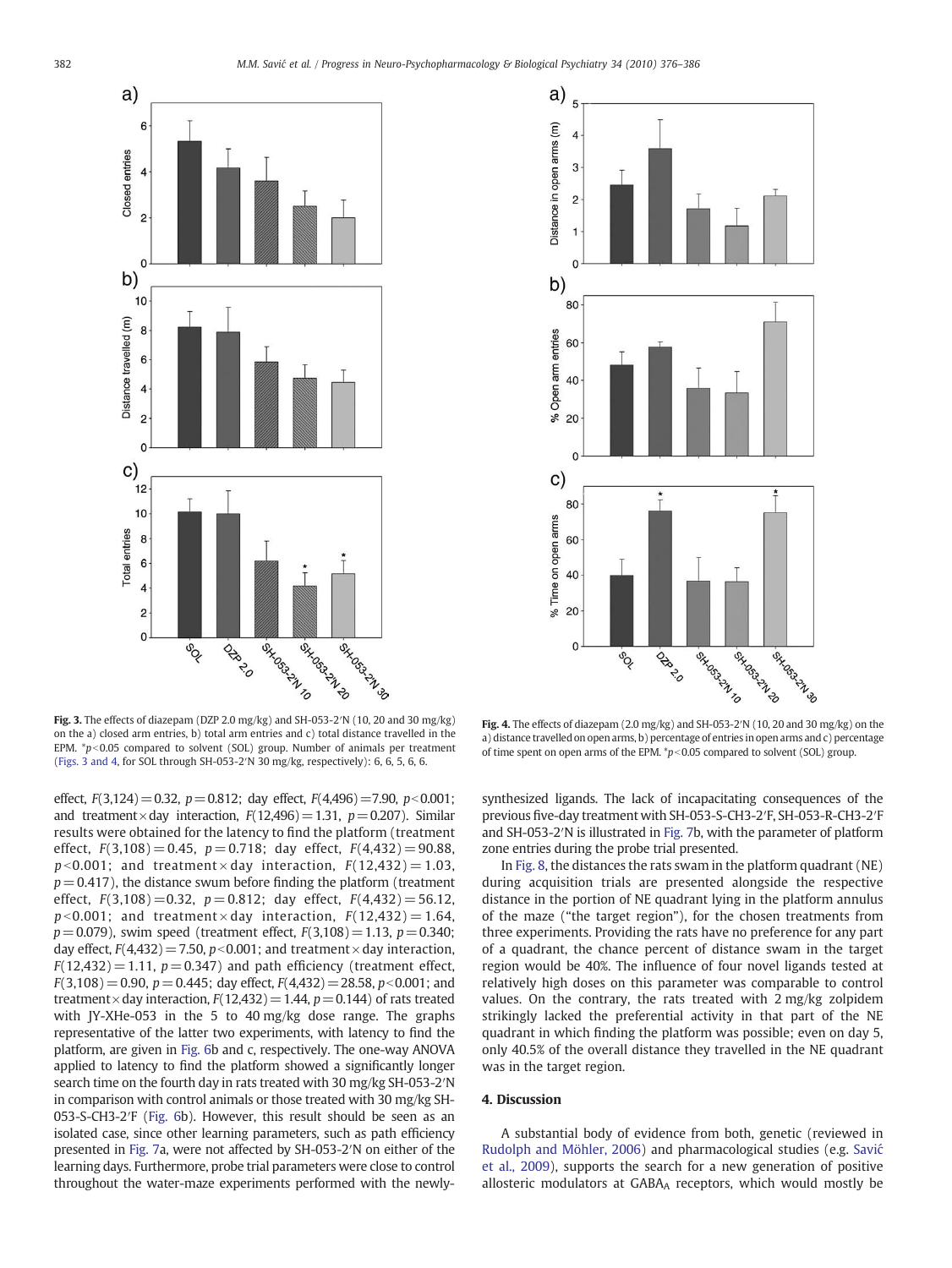Fig. 3. The effects of diazepam (DZP 2.0 mg/kg) and SH-053-2′N (10, 20 and 30 mg/kg) on the a) closed arm entries, b) total arm entries and c) total distance travelled in the EPM. *$p<0.05$ compared to solvent (SOL) group. Number of animals per treatment (Figs. 3 and 4, for SOL through SH-053-2′N 30 mg/kg, respectively): 6, 6, 5, 6, 6.

Fig. 4. The effects of diazepam (2.0 mg/kg) and SH-053-2′N (10, 20 and 30 mg/kg) on the a) distance travelled on open arms, b) percentage of entries in open arms and c) percentage of time spent on open arms of the EPM. *$p<0.05$ compared to solvent (SOL) group.

effect, $F(3,124)=0.32$, $p=0.812$; day effect, $F(4,496)=7.90$, $p<0.001$; and treatment × day interaction, $F(12,496)=1.31$, $p=0.207$). Similar results were obtained for the latency to find the platform (treatment effect, $F(3,108)=0.45$, $p=0.718$; day effect, $F(4,432)=90.88$, $p<0.001$; and treatment × day interaction, $F(12,432)=1.03$, $p=0.417$), the distance swum before finding the platform (treatment effect, $F(3,108)=0.32$, $p=0.812$; day effect, $F(4,432)=56.12$, $p<0.001$; and treatment × day interaction, $F(12,432)=1.64$, $p=0.079$), swim speed (treatment effect, $F(3,108)=1.13$, $p=0.340$; day effect, $F(4,432)=7.50$, $p<0.001$; and treatment × day interaction, $F(12,432)=1.11$, $p=0.347$) and path efficiency (treatment effect, $F(3,108)=0.90$, $p=0.445$; day effect, $F(4,432)=28.58$, $p<0.001$; and treatment × day interaction, $F(12,432)=1.44$, $p=0.144$) of rats treated with JY-XHe-053 in the 5 to 40 mg/kg dose range. The graphs representative of the latter two experiments, with latency to find the platform, are given in Fig. 6b and c, respectively. The one-way ANOVA applied to latency to find the platform showed a significantly longer search time on the fourth day in rats treated with 30 mg/kg SH-053-2′N in comparison with control animals or those treated with 30 mg/kg SH-053-S-CH3-2′F (Fig. 6b). However, this result should be seen as an isolated case, since other learning parameters, such as path efficiency presented in Fig. 7a, were not affected by SH-053-2′N on either of the learning days. Furthermore, probe trial parameters were close to control throughout the water-maze experiments performed with the newly-synthesized ligands. The lack of incapacitating consequences of the previous five-day treatment with SH-053-S-CH3-2′F, SH-053-R-CH3-2′F and SH-053-2′N is illustrated in Fig. 7b, with the parameter of platform zone entries during the probe trial presented.

In Fig. 8, the distances the rats swam in the platform quadrant (NE) during acquisition trials are presented alongside the respective distance in the portion of NE quadrant lying in the platform annulus of the maze ("the target region"), for the chosen treatments from three experiments. Providing the rats have no preference for any part of a quadrant, the chance percent of distance swum in the target region would be 40%. The influence of four novel ligands tested at relatively high doses on this parameter was comparable to control values. On the contrary, the rats treated with 2 mg/kg zolpidem strikingly lacked the preferential activity in that part of the NE quadrant in which finding the platform was possible; even on day 5, only 40.5% of the overall distance they travelled in the NE quadrant was in the target region.

## 4. Discussion

A substantial body of evidence from both, genetic (reviewed in Rudolph and Möhler, 2006) and pharmacological studies (e.g. Savić et al., 2009), supports the search for a new generation of positive allosteric modulators at $GABA_A$ receptors, which would mostly be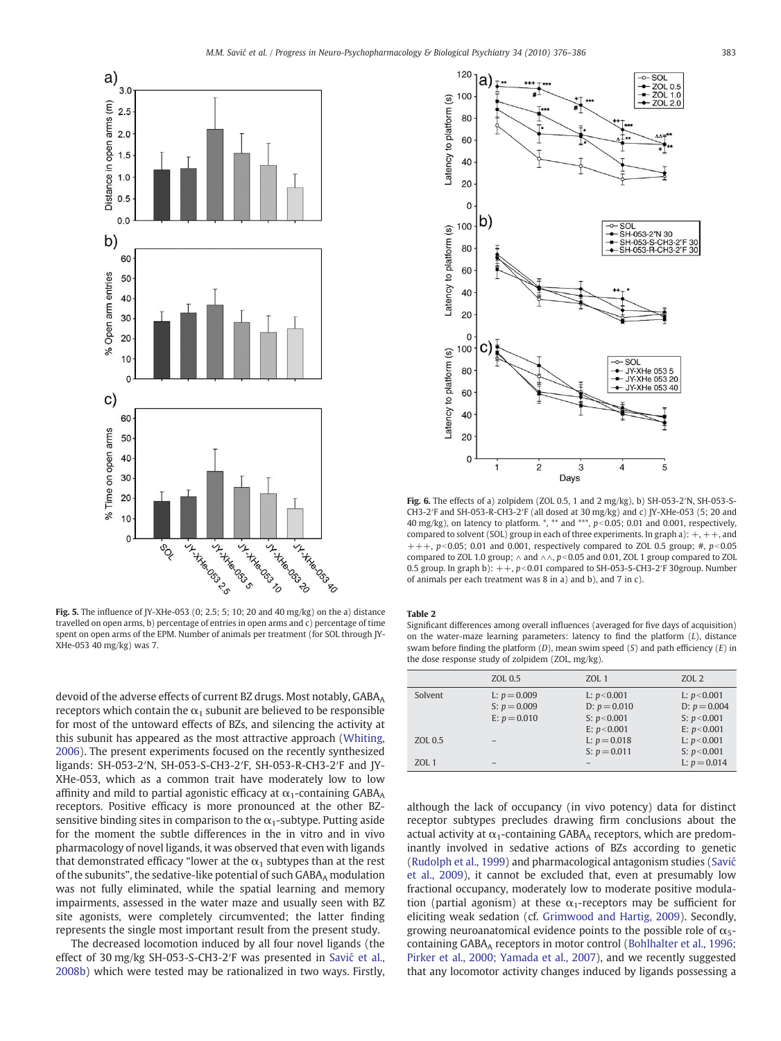Fig. 5. The influence of JY-XHe-053 (0; 2.5; 5; 10; 20 and 40 mg/kg) on the a) distance travelled on open arms, b) percentage of entries in open arms and c) percentage of time spent on open arms of the EPM. Number of animals per treatment (for SOL through JY-XHe-053 40 mg/kg) was 7.

Fig. 6. The effects of a) zolpidem (ZOL 0.5, 1 and 2 mg/kg), b) SH-053-2′N, SH-053-S-CH3-2′F and SH-053-R-CH3-2′F (all dosed at 30 mg/kg) and c) JY-XHe-053 (5; 20 and 40 mg/kg), on latency to platform. *, ** and ***, $p<0.05$; 0.01 and 0.001, respectively, compared to solvent (SOL) group in each of three experiments. In graph a): +, ++, and +++, $p<0.05$; 0.01 and 0.001, respectively compared to ZOL 0.5 group; #, $p<0.05$ compared to ZOL 1.0 group; ∧ and ∧∧, $p<0.05$ and 0.01, ZOL 1 group compared to ZOL 0.5 group. In graph b): ++, $p<0.01$ compared to SH-053-S-CH3-2′F 30group. Number of animals per each treatment was 8 in a) and b), and 7 in c).

**Table 2**

Significant differences among overall influences (averaged for five days of acquisition) on the water-maze learning parameters: latency to find the platform (*L*), distance swam before finding the platform (*D*), mean swim speed (*S*) and path efficiency (*E*) in the dose response study of zolpidem (ZOL, mg/kg).

| | ZOL 0.5 | ZOL 1 | ZOL 2 |
|---|---|---|---|
| Solvent | L: $p=0.009$<br>S: $p=0.009$<br>E: $p=0.010$ | L: $p<0.001$<br>D: $p=0.010$<br>S: $p<0.001$<br>E: $p<0.001$ | L: $p<0.001$<br>D: $p=0.004$<br>S: $p<0.001$<br>E: $p<0.001$ |
| ZOL 0.5 | – | L: $p=0.018$<br>S: $p=0.011$ | L: $p<0.001$<br>S: $p<0.001$ |
| ZOL 1 | – | – | L: $p=0.014$ |

devoid of the adverse effects of current BZ drugs. Most notably, $GABA_A$ receptors which contain the $\alpha_1$ subunit are believed to be responsible for most of the untoward effects of BZs, and silencing the activity at this subunit has appeared as the most attractive approach (Whiting, 2006). The present experiments focused on the recently synthesized ligands: SH-053-2′N, SH-053-S-CH3-2′F, SH-053-R-CH3-2′F and JY-XHe-053, which as a common trait have moderately low to low affinity and mild to partial agonistic efficacy at $\alpha_1$-containing $GABA_A$ receptors. Positive efficacy is more pronounced at the other BZ-sensitive binding sites in comparison to the $\alpha_1$-subtype. Putting aside for the moment the subtle differences in the in vitro and in vivo pharmacology of novel ligands, it was observed that even with ligands that demonstrated efficacy "lower at the $\alpha_1$ subtypes than at the rest of the subunits", the sedative-like potential of such $GABA_A$ modulation was not fully eliminated, while the spatial learning and memory impairments, assessed in the water maze and usually seen with BZ site agonists, were completely circumvented; the latter finding represents the single most important result from the present study.

The decreased locomotion induced by all four novel ligands (the effect of 30 mg/kg SH-053-S-CH3-2′F was presented in Savić et al., 2008b) which were tested may be rationalized in two ways. Firstly, although the lack of occupancy (in vivo potency) data for distinct receptor subtypes precludes drawing firm conclusions about the actual activity at $\alpha_1$-containing $GABA_A$ receptors, which are predominantly involved in sedative actions of BZs according to genetic (Rudolph et al., 1999) and pharmacological antagonism studies (Savić et al., 2009), it cannot be excluded that, even at presumably low fractional occupancy, moderately low to moderate positive modulation (partial agonism) at these $\alpha_1$-receptors may be sufficient for eliciting weak sedation (cf. Grimwood and Hartig, 2009). Secondly, growing neuroanatomical evidence points to the possible role of $\alpha_5$-containing $GABA_A$ receptors in motor control (Bohlhalter et al., 1996; Pirker et al., 2000; Yamada et al., 2007), and we recently suggested that any locomotor activity changes induced by ligands possessing a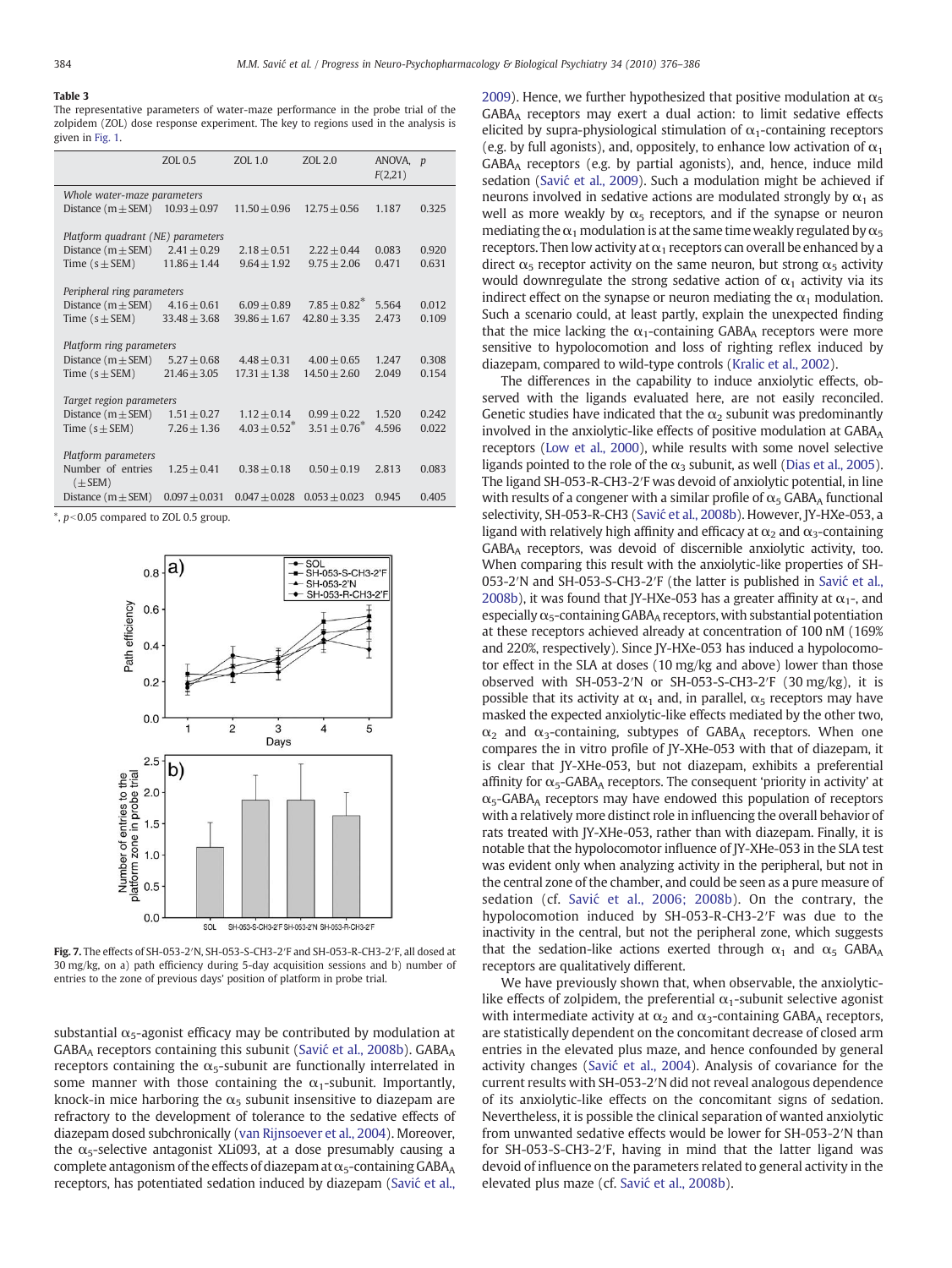**Table 3**
The representative parameters of water-maze performance in the probe trial of the zolpidem (ZOL) dose response experiment. The key to regions used in the analysis is given in Fig. 1.

| | ZOL 0.5 | ZOL 1.0 | ZOL 2.0 | ANOVA, $F(2,21)$ | $p$ |
|---|---|---|---|---|---|
| *Whole water-maze parameters* | | | | | |
| Distance (m ± SEM) | 10.93 ± 0.97 | 11.50 ± 0.96 | 12.75 ± 0.56 | 1.187 | 0.325 |
| *Platform quadrant (NE) parameters* | | | | | |
| Distance (m ± SEM) | 2.41 ± 0.29 | 2.18 ± 0.51 | 2.22 ± 0.44 | 0.083 | 0.920 |
| Time (s ± SEM) | 11.86 ± 1.44 | 9.64 ± 1.92 | 9.75 ± 2.06 | 0.471 | 0.631 |
| *Peripheral ring parameters* | | | | | |
| Distance (m ± SEM) | 4.16 ± 0.61 | 6.09 ± 0.89 | 7.85 ± 0.82* | 5.564 | 0.012 |
| Time (s ± SEM) | 33.48 ± 3.68 | 39.86 ± 1.67 | 42.80 ± 3.35 | 2.473 | 0.109 |
| *Platform ring parameters* | | | | | |
| Distance (m ± SEM) | 5.27 ± 0.68 | 4.48 ± 0.31 | 4.00 ± 0.65 | 1.247 | 0.308 |
| Time (s ± SEM) | 21.46 ± 3.05 | 17.31 ± 1.38 | 14.50 ± 2.60 | 2.049 | 0.154 |
| *Target region parameters* | | | | | |
| Distance (m ± SEM) | 1.51 ± 0.27 | 1.12 ± 0.14 | 0.99 ± 0.22 | 1.520 | 0.242 |
| Time (s ± SEM) | 7.26 ± 1.36 | 4.03 ± 0.52* | 3.51 ± 0.76* | 4.596 | 0.022 |
| *Platform parameters* | | | | | |
| Number of entries (± SEM) | 1.25 ± 0.41 | 0.38 ± 0.18 | 0.50 ± 0.19 | 2.813 | 0.083 |
| Distance (m ± SEM) | 0.097 ± 0.031 | 0.047 ± 0.028 | 0.053 ± 0.023 | 0.945 | 0.405 |

*, $p<0.05$ compared to ZOL 0.5 group.

**Fig. 7.** The effects of SH-053-2′N, SH-053-S-CH3-2′F and SH-053-R-CH3-2′F, all dosed at 30 mg/kg, on a) path efficiency during 5-day acquisition sessions and b) number of entries to the zone of previous days' position of platform in probe trial.

substantial $\alpha_5$-agonist efficacy may be contributed by modulation at $GABA_A$ receptors containing this subunit (Savić et al., 2008b). $GABA_A$ receptors containing the $\alpha_5$-subunit are functionally interrelated in some manner with those containing the $\alpha_1$-subunit. Importantly, knock-in mice harboring the $\alpha_5$ subunit insensitive to diazepam are refractory to the development of tolerance to the sedative effects of diazepam dosed subchronically (van Rijnsoever et al., 2004). Moreover, the $\alpha_5$-selective antagonist XLi093, at a dose presumably causing a complete antagonism of the effects of diazepam at $\alpha_5$-containing $GABA_A$ receptors, has potentiated sedation induced by diazepam (Savić et al., 2009). Hence, we further hypothesized that positive modulation at $\alpha_5$ $GABA_A$ receptors may exert a dual action: to limit sedative effects elicited by supra-physiological stimulation of $\alpha_1$-containing receptors (e.g. by full agonists), and, oppositely, to enhance low activation of $\alpha_1$ $GABA_A$ receptors (e.g. by partial agonists), and, hence, induce mild sedation (Savić et al., 2009). Such a modulation might be achieved if neurons involved in sedative actions are modulated strongly by $\alpha_1$ as well as more weakly by $\alpha_5$ receptors, and if the synapse or neuron mediating the $\alpha_1$ modulation is at the same time weakly regulated by $\alpha_5$ receptors. Then low activity at $\alpha_1$ receptors can overall be enhanced by a direct $\alpha_5$ receptor activity on the same neuron, but strong $\alpha_5$ activity would downregulate the strong sedative action of $\alpha_1$ activity via its indirect effect on the synapse or neuron mediating the $\alpha_1$ modulation. Such a scenario could, at least partly, explain the unexpected finding that the mice lacking the $\alpha_1$-containing $GABA_A$ receptors were more sensitive to hypolocomotion and loss of righting reflex induced by diazepam, compared to wild-type controls (Kralic et al., 2002).

The differences in the capability to induce anxiolytic effects, observed with the ligands evaluated here, are not easily reconciled. Genetic studies have indicated that the $\alpha_2$ subunit was predominantly involved in the anxiolytic-like effects of positive modulation at $GABA_A$ receptors (Low et al., 2000), while results with some novel selective ligands pointed to the role of the $\alpha_3$ subunit, as well (Dias et al., 2005). The ligand SH-053-R-CH3-2′F was devoid of anxiolytic potential, in line with results of a congener with a similar profile of $\alpha_5$ $GABA_A$ functional selectivity, SH-053-R-CH3 (Savić et al., 2008b). However, JY-HXe-053, a ligand with relatively high affinity and efficacy at $\alpha_2$ and $\alpha_3$-containing $GABA_A$ receptors, was devoid of discernible anxiolytic activity, too. When comparing this result with the anxiolytic-like properties of SH-053-2′N and SH-053-S-CH3-2′F (the latter is published in Savić et al., 2008b), it was found that JY-HXe-053 has a greater affinity at $\alpha_1$-, and especially $\alpha_5$-containing $GABA_A$ receptors, with substantial potentiation at these receptors achieved already at concentration of 100 nM (169% and 220%, respectively). Since JY-HXe-053 has induced a hypolocomotor effect in the SLA at doses (10 mg/kg and above) lower than those observed with SH-053-2′N or SH-053-S-CH3-2′F (30 mg/kg), it is possible that its activity at $\alpha_1$ and, in parallel, $\alpha_5$ receptors may have masked the expected anxiolytic-like effects mediated by the other two, $\alpha_2$ and $\alpha_3$-containing, subtypes of $GABA_A$ receptors. When one compares the in vitro profile of JY-XHe-053 with that of diazepam, it is clear that JY-XHe-053, but not diazepam, exhibits a preferential affinity for $\alpha_5$-$GABA_A$ receptors. The consequent 'priority in activity' at $\alpha_5$-$GABA_A$ receptors may have endowed this population of receptors with a relatively more distinct role in influencing the overall behavior of rats treated with JY-XHe-053, rather than with diazepam. Finally, it is notable that the hypolocomotor influence of JY-XHe-053 in the SLA test was evident only when analyzing activity in the peripheral, but not in the central zone of the chamber, and could be seen as a pure measure of sedation (cf. Savić et al., 2006; 2008b). On the contrary, the hypolocomotion induced by SH-053-R-CH3-2′F was due to the inactivity in the central, but not the peripheral zone, which suggests that the sedation-like actions exerted through $\alpha_1$ and $\alpha_5$ $GABA_A$ receptors are qualitatively different.

We have previously shown that, when observable, the anxiolytic-like effects of zolpidem, the preferential $\alpha_1$-subunit selective agonist with intermediate activity at $\alpha_2$ and $\alpha_3$-containing $GABA_A$ receptors, are statistically dependent on the concomitant decrease of closed arm entries in the elevated plus maze, and hence confounded by general activity changes (Savić et al., 2004). Analysis of covariance for the current results with SH-053-2′N did not reveal analogous dependence of its anxiolytic-like effects on the concomitant signs of sedation. Nevertheless, it is possible the clinical separation of wanted anxiolytic from unwanted sedative effects would be lower for SH-053-2′N than for SH-053-S-CH3-2′F, having in mind that the latter ligand was devoid of influence on the parameters related to general activity in the elevated plus maze (cf. Savić et al., 2008b).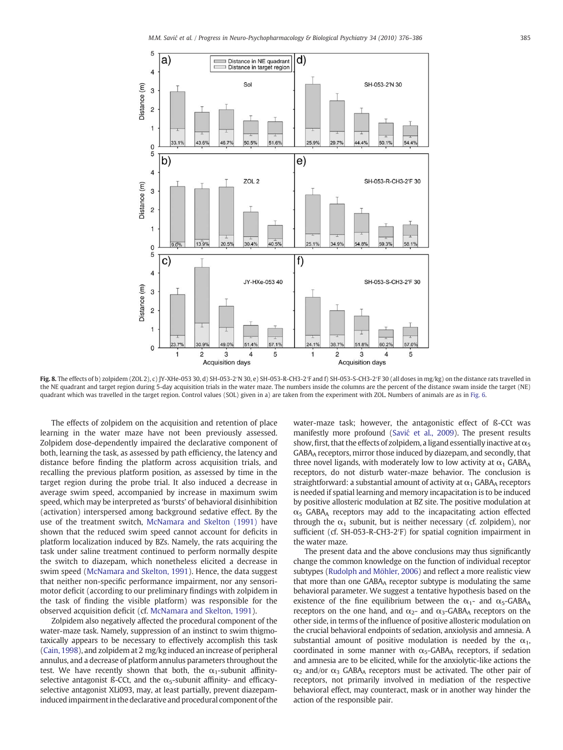**Fig. 8.** The effects of b) zolpidem (ZOL 2), c) JY-XHe-053 30, d) SH-053-2′N 30, e) SH-053-R-CH3-2′F and f) SH-053-S-CH3-2′F 30 (all doses in mg/kg) on the distance rats travelled in the NE quadrant and target region during 5-day acquisition trials in the water maze. The numbers inside the columns are the percent of the distance swam inside the target (NE) quadrant which was travelled in the target region. Control values (SOL) given in a) are taken from the experiment with ZOL. Numbers of animals are as in Fig. 6.

The effects of zolpidem on the acquisition and retention of place learning in the water maze have not been previously assessed. Zolpidem dose-dependently impaired the declarative component of both, learning the task, as assessed by path efficiency, the latency and distance before finding the platform across acquisition trials, and recalling the previous platform position, as assessed by time in the target region during the probe trial. It also induced a decrease in average swim speed, accompanied by increase in maximum swim speed, which may be interpreted as 'bursts' of behavioral disinhibition (activation) interspersed among background sedative effect. By the use of the treatment switch, McNamara and Skelton (1991) have shown that the reduced swim speed cannot account for deficits in platform localization induced by BZs. Namely, the rats acquiring the task under saline treatment continued to perform normally despite the switch to diazepam, which nonetheless elicited a decrease in swim speed (McNamara and Skelton, 1991). Hence, the data suggest that neither non-specific performance impairment, nor any sensorimotor deficit (according to our preliminary findings with zolpidem in the task of finding the visible platform) was responsible for the observed acquisition deficit (cf. McNamara and Skelton, 1991).

Zolpidem also negatively affected the procedural component of the water-maze task. Namely, suppression of an instinct to swim thigmotaxically appears to be necessary to effectively accomplish this task (Cain, 1998), and zolpidem at 2 mg/kg induced an increase of peripheral annulus, and a decrease of platform annulus parameters throughout the test. We have recently shown that both, the $\alpha_1$-subunit affinity-selective antagonist ß-CCt, and the $\alpha_5$-subunit affinity- and efficacy-selective antagonist XLi093, may, at least partially, prevent diazepam-induced impairment in the declarative and procedural component of the water-maze task; however, the antagonistic effect of ß-CCt was manifestly more profound (Savić et al., 2009). The present results show, first, that the effects of zolpidem, a ligand essentially inactive at $\alpha_5$ GABA$_A$ receptors, mirror those induced by diazepam, and secondly, that three novel ligands, with moderately low to low activity at $\alpha_1$ GABA$_A$ receptors, do not disturb water-maze behavior. The conclusion is straightforward: a substantial amount of activity at $\alpha_1$ GABA$_A$ receptors is needed if spatial learning and memory incapacitation is to be induced by positive allosteric modulation at BZ site. The positive modulation at $\alpha_5$ GABA$_A$ receptors may add to the incapacitating action effected through the $\alpha_1$ subunit, but is neither necessary (cf. zolpidem), nor sufficient (cf. SH-053-R-CH3-2′F) for spatial cognition impairment in the water maze.

The present data and the above conclusions may thus significantly change the common knowledge on the function of individual receptor subtypes (Rudolph and Möhler, 2006) and reflect a more realistic view that more than one GABA$_A$ receptor subtype is modulating the same behavioral parameter. We suggest a tentative hypothesis based on the existence of the fine equilibrium between the $\alpha_1$- and $\alpha_5$-GABA$_A$ receptors on the one hand, and $\alpha_2$- and $\alpha_3$-GABA$_A$ receptors on the other side, in terms of the influence of positive allosteric modulation on the crucial behavioral endpoints of sedation, anxiolysis and amnesia. A substantial amount of positive modulation is needed by the $\alpha_1$, coordinated in some manner with $\alpha_5$-GABA$_A$ receptors, if sedation and amnesia are to be elicited, while for the anxiolytic-like actions the $\alpha_2$ and/or $\alpha_3$ GABA$_A$ receptors must be activated. The other pair of receptors, not primarily involved in mediation of the respective behavioral effect, may counteract, mask or in another way hinder the action of the responsible pair.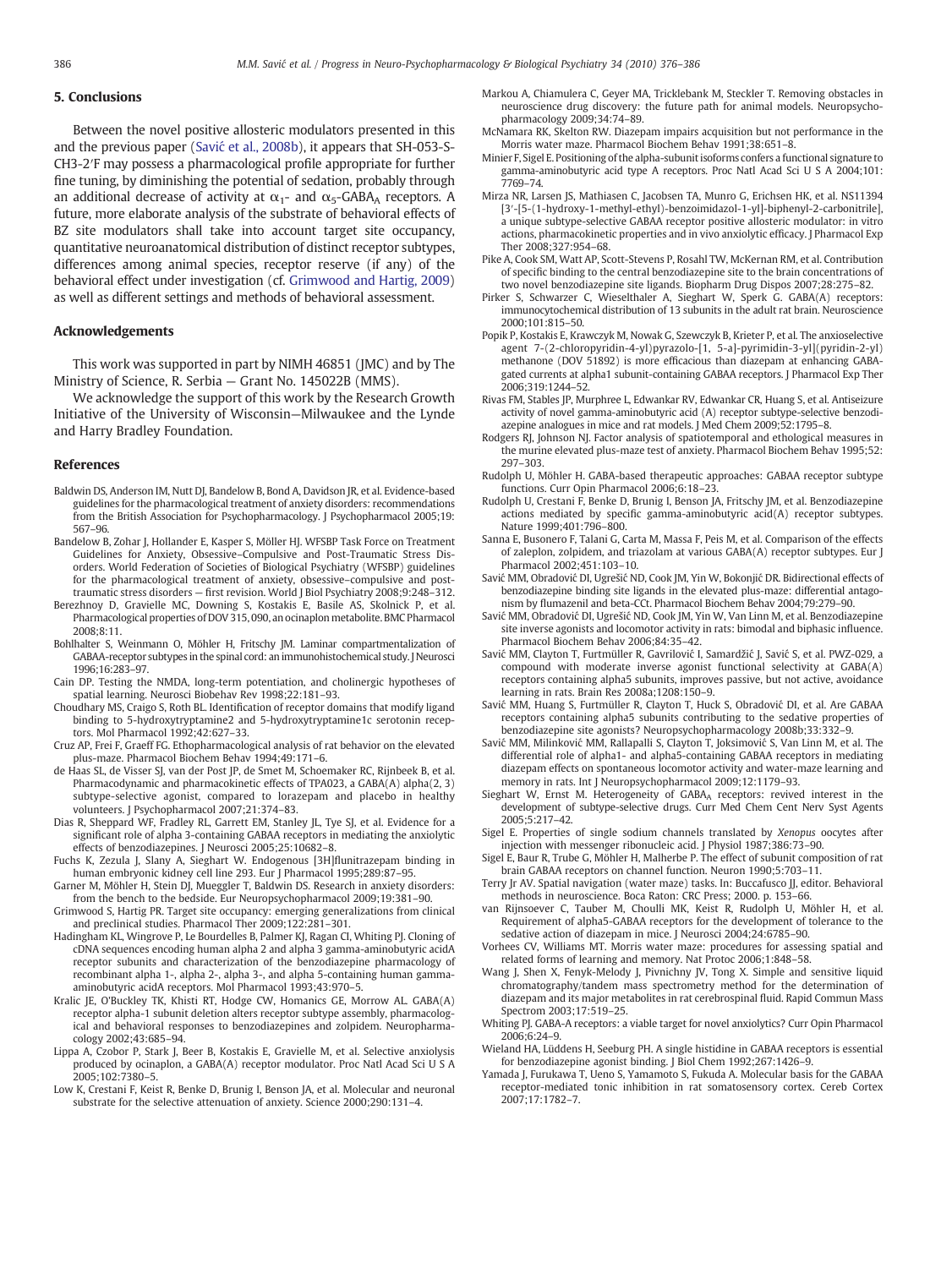## 5. Conclusions

Between the novel positive allosteric modulators presented in this and the previous paper (Savić et al., 2008b), it appears that SH-053-S-CH3-2′F may possess a pharmacological profile appropriate for further fine tuning, by diminishing the potential of sedation, probably through an additional decrease of activity at $\alpha_1$- and $\alpha_5$-$GABA_A$ receptors. A future, more elaborate analysis of the substrate of behavioral effects of BZ site modulators shall take into account target site occupancy, quantitative neuroanatomical distribution of distinct receptor subtypes, differences among animal species, receptor reserve (if any) of the behavioral effect under investigation (cf. Grimwood and Hartig, 2009) as well as different settings and methods of behavioral assessment.

## Acknowledgements

This work was supported in part by NIMH 46851 (JMC) and by The Ministry of Science, R. Serbia — Grant No. 145022B (MMS).

We acknowledge the support of this work by the Research Growth Initiative of the University of Wisconsin—Milwaukee and the Lynde and Harry Bradley Foundation.

## References

Baldwin DS, Anderson IM, Nutt DJ, Bandelow B, Bond A, Davidson JR, et al. Evidence-based guidelines for the pharmacological treatment of anxiety disorders: recommendations from the British Association for Psychopharmacology. J Psychopharmacol 2005;19:567–96.

Bandelow B, Zohar J, Hollander E, Kasper S, Möller HJ. WFSBP Task Force on Treatment Guidelines for Anxiety, Obsessive–Compulsive and Post-Traumatic Stress Disorders. World Federation of Societies of Biological Psychiatry (WFSBP) guidelines for the pharmacological treatment of anxiety, obsessive–compulsive and post-traumatic stress disorders — first revision. World J Biol Psychiatry 2008;9:248–312.

Berezhnoy D, Gravielle MC, Downing S, Kostakis E, Basile AS, Skolnick P, et al. Pharmacological properties of DOV 315,090, an ocinaplon metabolite. BMC Pharmacol 2008;8:11.

Bohlhalter S, Weinmann O, Möhler H, Fritschy JM. Laminar compartmentalization of GABAA-receptor subtypes in the spinal cord: an immunohistochemical study. J Neurosci 1996;16:283–97.

Cain DP. Testing the NMDA, long-term potentiation, and cholinergic hypotheses of spatial learning. Neurosci Biobehav Rev 1998;22:181–93.

Choudhary MS, Craigo S, Roth BL. Identification of receptor domains that modify ligand binding to 5-hydroxytryptamine2 and 5-hydroxytryptamine1c serotonin receptors. Mol Pharmacol 1992;42:627–33.

Cruz AP, Frei F, Graeff FG. Ethopharmacological analysis of rat behavior on the elevated plus-maze. Pharmacol Biochem Behav 1994;49:171–6.

de Haas SL, de Visser SJ, van der Post JP, de Smet M, Schoemaker RC, Rijnbeek B, et al. Pharmacodynamic and pharmacokinetic effects of TPA023, a GABA(A) alpha(2, 3) subtype-selective agonist, compared to lorazepam and placebo in healthy volunteers. J Psychopharmacol 2007;21:374–83.

Dias R, Sheppard WF, Fradley RL, Garrett EM, Stanley JL, Tye SJ, et al. Evidence for a significant role of alpha 3-containing GABAA receptors in mediating the anxiolytic effects of benzodiazepines. J Neurosci 2005;25:10682–8.

Fuchs K, Zezula J, Slany A, Sieghart W. Endogenous [3H]flunitrazepam binding in human embryonic kidney cell line 293. Eur J Pharmacol 1995;289:87–95.

Garner M, Möhler H, Stein DJ, Mueggler T, Baldwin DS. Research in anxiety disorders: from the bench to the bedside. Eur Neuropsychopharmacol 2009;19:381–90.

Grimwood S, Hartig PR. Target site occupancy: emerging generalizations from clinical and preclinical studies. Pharmacol Ther 2009;122:281–301.

Hadingham KL, Wingrove P, Le Bourdelles B, Palmer KJ, Ragan CI, Whiting PJ. Cloning of cDNA sequences encoding human alpha 2 and alpha 3 gamma-aminobutyric acidA receptor subunits and characterization of the benzodiazepine pharmacology of recombinant alpha 1-, alpha 2-, alpha 3-, and alpha 5-containing human gamma-aminobutyric acidA receptors. Mol Pharmacol 1993;43:970–5.

Kralic JE, O'Buckley TK, Khisti RT, Hodge CW, Homanics GE, Morrow AL. GABA(A) receptor alpha-1 subunit deletion alters receptor subtype assembly, pharmacological and behavioral responses to benzodiazepines and zolpidem. Neuropharmacology 2002;43:685–94.

Lippa A, Czobor P, Stark J, Beer B, Kostakis E, Gravielle M, et al. Selective anxiolysis produced by ocinaplon, a GABA(A) receptor modulator. Proc Natl Acad Sci U S A 2005;102:7380–5.

Low K, Crestani F, Keist R, Benke D, Brunig I, Benson JA, et al. Molecular and neuronal substrate for the selective attenuation of anxiety. Science 2000;290:131–4.

Markou A, Chiamulera C, Geyer MA, Tricklebank M, Steckler T. Removing obstacles in neuroscience drug discovery: the future path for animal models. Neuropsychopharmacology 2009;34:74–89.

McNamara RK, Skelton RW. Diazepam impairs acquisition but not performance in the Morris water maze. Pharmacol Biochem Behav 1991;38:651–8.

Minier F, Sigel E. Positioning of the alpha-subunit isoforms confers a functional signature to gamma-aminobutyric acid type A receptors. Proc Natl Acad Sci U S A 2004;101:7769–74.

Mirza NR, Larsen JS, Mathiasen C, Jacobsen TA, Munro G, Erichsen HK, et al. NS11394 [3′-[5-(1-hydroxy-1-methyl-ethyl)-benzoimidazol-1-yl]-biphenyl-2-carbonitrile], a unique subtype-selective GABAA receptor positive allosteric modulator: in vitro actions, pharmacokinetic properties and in vivo anxiolytic efficacy. J Pharmacol Exp Ther 2008;327:954–68.

Pike A, Cook SM, Watt AP, Scott-Stevens P, Rosahl TW, McKernan RM, et al. Contribution of specific binding to the central benzodiazepine site to the brain concentrations of two novel benzodiazepine site ligands. Biopharm Drug Dispos 2007;28:275–82.

Pirker S, Schwarzer C, Wieselthaler A, Sieghart W, Sperk G. GABA(A) receptors: immunocytochemical distribution of 13 subunits in the adult rat brain. Neuroscience 2000;101:815–50.

Popik P, Kostakis E, Krawczyk M, Nowak G, Szewczyk B, Krieter P, et al. The anxioselective agent 7-(2-chloropyridin-4-yl)pyrazolo-[1, 5-a]-pyrimidin-3-yl](pyridin-2-yl) methanone (DOV 51892) is more efficacious than diazepam at enhancing GABA-gated currents at alpha1 subunit-containing GABAA receptors. J Pharmacol Exp Ther 2006;319:1244–52.

Rivas FM, Stables JP, Murphree L, Edwankar RV, Edwankar CR, Huang S, et al. Antiseizure activity of novel gamma-aminobutyric acid (A) receptor subtype-selective benzodiazepine analogues in mice and rat models. J Med Chem 2009;52:1795–8.

Rodgers RJ, Johnson NJ. Factor analysis of spatiotemporal and ethological measures in the murine elevated plus-maze test of anxiety. Pharmacol Biochem Behav 1995;52:297–303.

Rudolph U, Möhler H. GABA-based therapeutic approaches: GABAA receptor subtype functions. Curr Opin Pharmacol 2006;6:18–23.

Rudolph U, Crestani F, Benke D, Brunig I, Benson JA, Fritschy JM, et al. Benzodiazepine actions mediated by specific gamma-aminobutyric acid(A) receptor subtypes. Nature 1999;401:796–800.

Sanna E, Busonero F, Talani G, Carta M, Massa F, Peis M, et al. Comparison of the effects of zaleplon, zolpidem, and triazolam at various GABA(A) receptor subtypes. Eur J Pharmacol 2002;451:103–10.

Savić MM, Obradović DI, Ugrešić ND, Cook JM, Yin W, Bokonjić DR. Bidirectional effects of benzodiazepine binding site ligands in the elevated plus-maze: differential antagonism by flumazenil and beta-CCt. Pharmacol Biochem Behav 2004;79:279–90.

Savić MM, Obradović DI, Ugrešić ND, Cook JM, Yin W, Van Linn M, et al. Benzodiazepine site inverse agonists and locomotor activity in rats: bimodal and biphasic influence. Pharmacol Biochem Behav 2006;84:35–42.

Savić MM, Clayton T, Furtmüller R, Gavrilović I, Samardžić J, Savić S, et al. PWZ-029, a compound with moderate inverse agonist functional selectivity at GABA(A) receptors containing alpha5 subunits, improves passive, but not active, avoidance learning in rats. Brain Res 2008a;1208:150–9.

Savić MM, Huang S, Furtmüller R, Clayton T, Huck S, Obradović DI, et al. Are GABAA receptors containing alpha5 subunits contributing to the sedative properties of benzodiazepine site agonists? Neuropsychopharmacology 2008b;33:332–9.

Savić MM, Milinković MM, Rallapalli S, Clayton T, Joksimović S, Van Linn M, et al. The differential role of alpha1- and alpha5-containing GABAA receptors in mediating diazepam effects on spontaneous locomotor activity and water-maze learning and memory in rats. Int J Neuropsychopharmacol 2009;12:1179–93.

Sieghart W, Ernst M. Heterogeneity of $GABA_A$ receptors: revived interest in the development of subtype-selective drugs. Curr Med Chem Cent Nerv Syst Agents 2005;5:217–42.

Sigel E. Properties of single sodium channels translated by *Xenopus* oocytes after injection with messenger ribonucleic acid. J Physiol 1987;386:73–90.

Sigel E, Baur R, Trube G, Möhler H, Malherbe P. The effect of subunit composition of rat brain GABAA receptors on channel function. Neuron 1990;5:703–11.

Terry Jr AV. Spatial navigation (water maze) tasks. In: Buccafusco JJ, editor. Behavioral methods in neuroscience. Boca Raton: CRC Press; 2000. p. 153–66.

van Rijnsoever C, Tauber M, Choulli MK, Keist R, Rudolph U, Möhler H, et al. Requirement of alpha5-GABAA receptors for the development of tolerance to the sedative action of diazepam in mice. J Neurosci 2004;24:6785–90.

Vorhees CV, Williams MT. Morris water maze: procedures for assessing spatial and related forms of learning and memory. Nat Protoc 2006;1:848–58.

Wang J, Shen X, Fenyk-Melody J, Pivnichny JV, Tong X. Simple and sensitive liquid chromatography/tandem mass spectrometry method for the determination of diazepam and its major metabolites in rat cerebrospinal fluid. Rapid Commun Mass Spectrom 2003;17:519–25.

Whiting PJ. GABA-A receptors: a viable target for novel anxiolytics? Curr Opin Pharmacol 2006;6:24–9.

Wieland HA, Lüddens H, Seeburg PH. A single histidine in GABAA receptors is essential for benzodiazepine agonist binding. J Biol Chem 1992;267:1426–9.

Yamada J, Furukawa T, Ueno S, Yamamoto S, Fukuda A. Molecular basis for the GABAA receptor-mediated tonic inhibition in rat somatosensory cortex. Cereb Cortex 2007;17:1782–7.